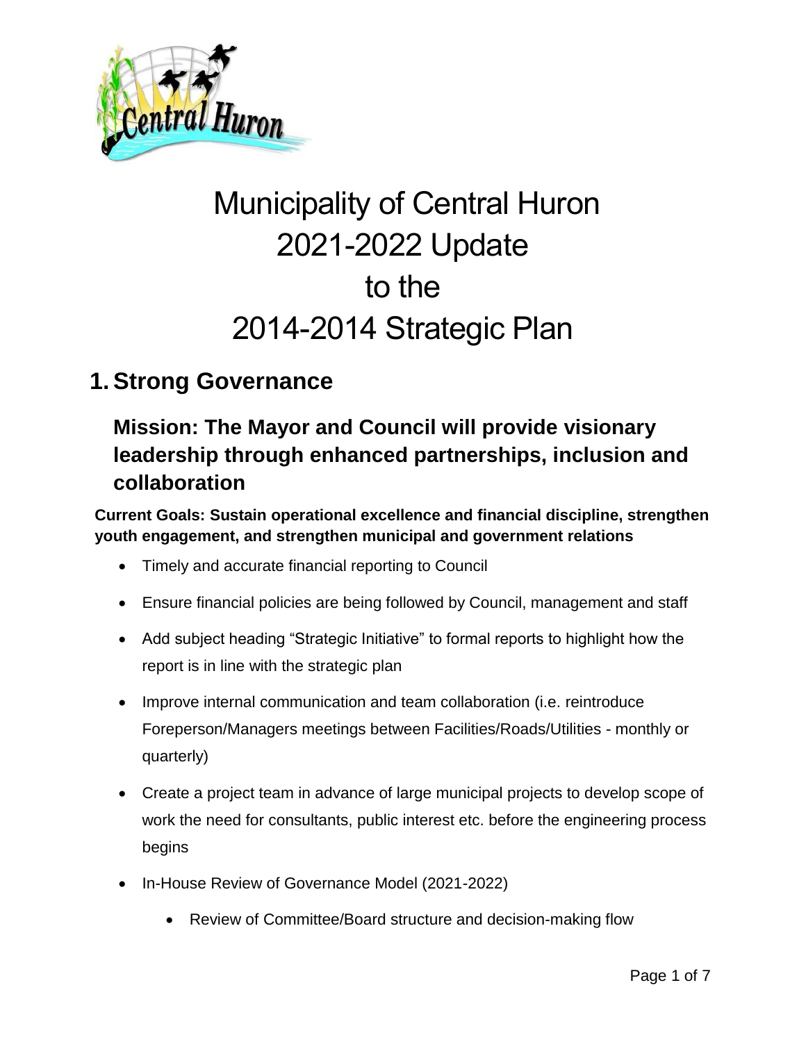# Municipality of Central Huron 2021-2022 Update to the 2014-2014 Strategic Plan

## 1. Strong Governance

### Mission: The Mayor and Council will provide visionary leadership through enhanced partnerships, inclusion and collaboration

**Current Goals: Sustain operational excellence and financial discipline, strengthen youth engagement, and strengthen municipal and government relations**

- Timely and accurate financial reporting to Council
- Ensure financial policies are being followed by Council, management and staff
- Add subject heading "Strategic Initiative" to formal reports to highlight how the report is in line with the strategic plan
- Improve internal communication and team collaboration (i.e. reintroduce Foreperson/Managers meetings between Facilities/Roads/Utilities - monthly or quarterly)
- Create a project team in advance of large municipal projects to develop scope of work the need for consultants, public interest etc. before the engineering process begins
- In-House Review of Governance Model (2021-2022)
    - Review of Committee/Board structure and decision-making flow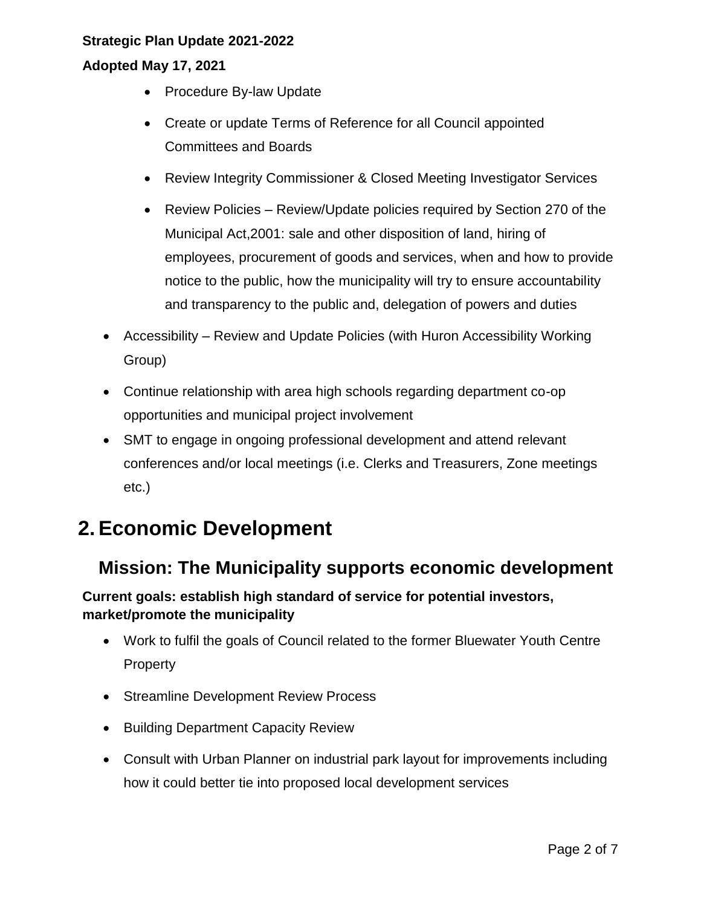- Procedure By-law Update
    - Create or update Terms of Reference for all Council appointed Committees and Boards
    - Review Integrity Commissioner & Closed Meeting Investigator Services
    - Review Policies – Review/Update policies required by Section 270 of the Municipal Act,2001: sale and other disposition of land, hiring of employees, procurement of goods and services, when and how to provide notice to the public, how the municipality will try to ensure accountability and transparency to the public and, delegation of powers and duties
- Accessibility – Review and Update Policies (with Huron Accessibility Working Group)
- Continue relationship with area high schools regarding department co-op opportunities and municipal project involvement
- SMT to engage in ongoing professional development and attend relevant conferences and/or local meetings (i.e. Clerks and Treasurers, Zone meetings etc.)

# 2. Economic Development

## Mission: The Municipality supports economic development

**Current goals: establish high standard of service for potential investors, market/promote the municipality**

- Work to fulfil the goals of Council related to the former Bluewater Youth Centre Property
- Streamline Development Review Process
- Building Department Capacity Review
- Consult with Urban Planner on industrial park layout for improvements including how it could better tie into proposed local development services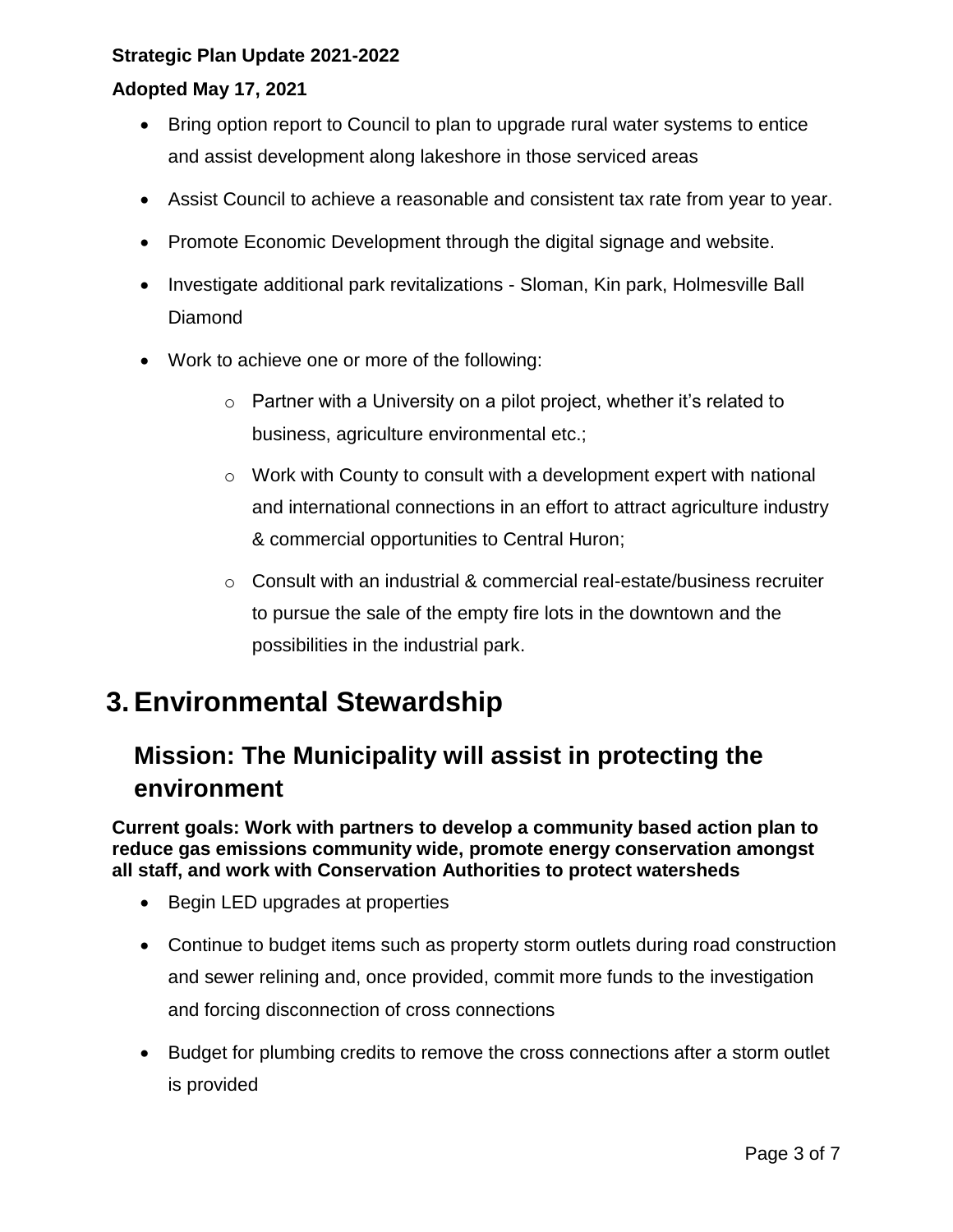- Bring option report to Council to plan to upgrade rural water systems to entice and assist development along lakeshore in those serviced areas
- Assist Council to achieve a reasonable and consistent tax rate from year to year.
- Promote Economic Development through the digital signage and website.
- Investigate additional park revitalizations - Sloman, Kin park, Holmesville Ball Diamond
- Work to achieve one or more of the following:
    - Partner with a University on a pilot project, whether it's related to business, agriculture environmental etc.;
    - Work with County to consult with a development expert with national and international connections in an effort to attract agriculture industry & commercial opportunities to Central Huron;
    - Consult with an industrial & commercial real-estate/business recruiter to pursue the sale of the empty fire lots in the downtown and the possibilities in the industrial park.

# 3. Environmental Stewardship

## Mission: The Municipality will assist in protecting the environment

**Current goals: Work with partners to develop a community based action plan to reduce gas emissions community wide, promote energy conservation amongst all staff, and work with Conservation Authorities to protect watersheds**

- Begin LED upgrades at properties
- Continue to budget items such as property storm outlets during road construction and sewer relining and, once provided, commit more funds to the investigation and forcing disconnection of cross connections
- Budget for plumbing credits to remove the cross connections after a storm outlet is provided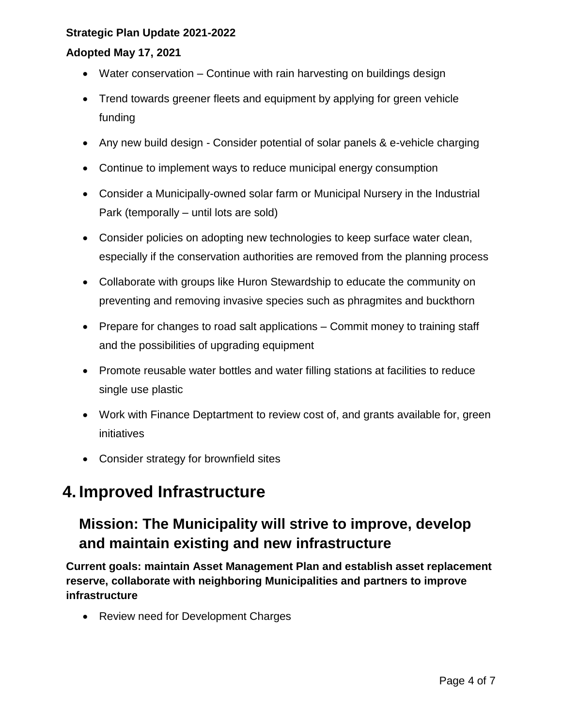- Water conservation – Continue with rain harvesting on buildings design
- Trend towards greener fleets and equipment by applying for green vehicle funding
- Any new build design - Consider potential of solar panels & e-vehicle charging
- Continue to implement ways to reduce municipal energy consumption
- Consider a Municipally-owned solar farm or Municipal Nursery in the Industrial Park (temporally – until lots are sold)
- Consider policies on adopting new technologies to keep surface water clean, especially if the conservation authorities are removed from the planning process
- Collaborate with groups like Huron Stewardship to educate the community on preventing and removing invasive species such as phragmites and buckthorn
- Prepare for changes to road salt applications – Commit money to training staff and the possibilities of upgrading equipment
- Promote reusable water bottles and water filling stations at facilities to reduce single use plastic
- Work with Finance Deptartment to review cost of, and grants available for, green initiatives
- Consider strategy for brownfield sites

# 4. Improved Infrastructure

## Mission: The Municipality will strive to improve, develop and maintain existing and new infrastructure

**Current goals: maintain Asset Management Plan and establish asset replacement reserve, collaborate with neighboring Municipalities and partners to improve infrastructure**

- Review need for Development Charges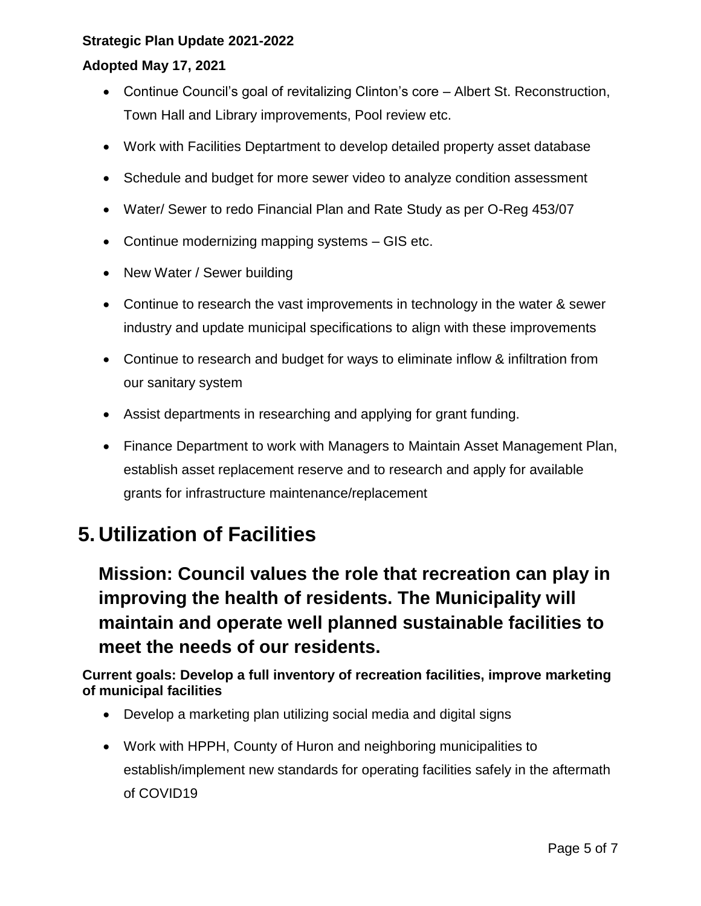- Continue Council's goal of revitalizing Clinton's core – Albert St. Reconstruction, Town Hall and Library improvements, Pool review etc.
- Work with Facilities Deptartment to develop detailed property asset database
- Schedule and budget for more sewer video to analyze condition assessment
- Water/ Sewer to redo Financial Plan and Rate Study as per O-Reg 453/07
- Continue modernizing mapping systems – GIS etc.
- New Water / Sewer building
- Continue to research the vast improvements in technology in the water & sewer industry and update municipal specifications to align with these improvements
- Continue to research and budget for ways to eliminate inflow & infiltration from our sanitary system
- Assist departments in researching and applying for grant funding.
- Finance Department to work with Managers to Maintain Asset Management Plan, establish asset replacement reserve and to research and apply for available grants for infrastructure maintenance/replacement

# 5. Utilization of Facilities

## Mission: Council values the role that recreation can play in improving the health of residents. The Municipality will maintain and operate well planned sustainable facilities to meet the needs of our residents.

**Current goals: Develop a full inventory of recreation facilities, improve marketing of municipal facilities**

- Develop a marketing plan utilizing social media and digital signs
- Work with HPPH, County of Huron and neighboring municipalities to establish/implement new standards for operating facilities safely in the aftermath of COVID19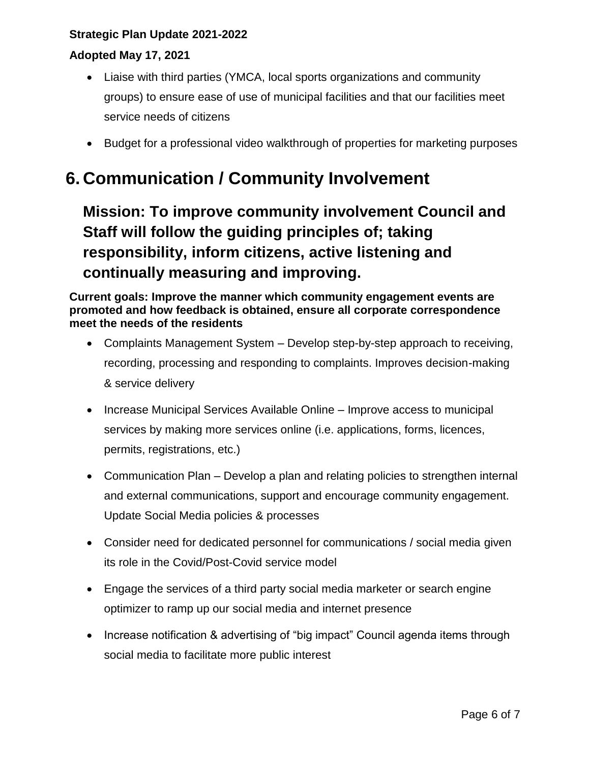- Liaise with third parties (YMCA, local sports organizations and community groups) to ensure ease of use of municipal facilities and that our facilities meet service needs of citizens
- Budget for a professional video walkthrough of properties for marketing purposes

# 6. Communication / Community Involvement

## Mission: To improve community involvement Council and Staff will follow the guiding principles of; taking responsibility, inform citizens, active listening and continually measuring and improving.

**Current goals: Improve the manner which community engagement events are promoted and how feedback is obtained, ensure all corporate correspondence meet the needs of the residents**

- Complaints Management System – Develop step-by-step approach to receiving, recording, processing and responding to complaints. Improves decision-making & service delivery
- Increase Municipal Services Available Online – Improve access to municipal services by making more services online (i.e. applications, forms, licences, permits, registrations, etc.)
- Communication Plan – Develop a plan and relating policies to strengthen internal and external communications, support and encourage community engagement. Update Social Media policies & processes
- Consider need for dedicated personnel for communications / social media given its role in the Covid/Post-Covid service model
- Engage the services of a third party social media marketer or search engine optimizer to ramp up our social media and internet presence
- Increase notification & advertising of "big impact" Council agenda items through social media to facilitate more public interest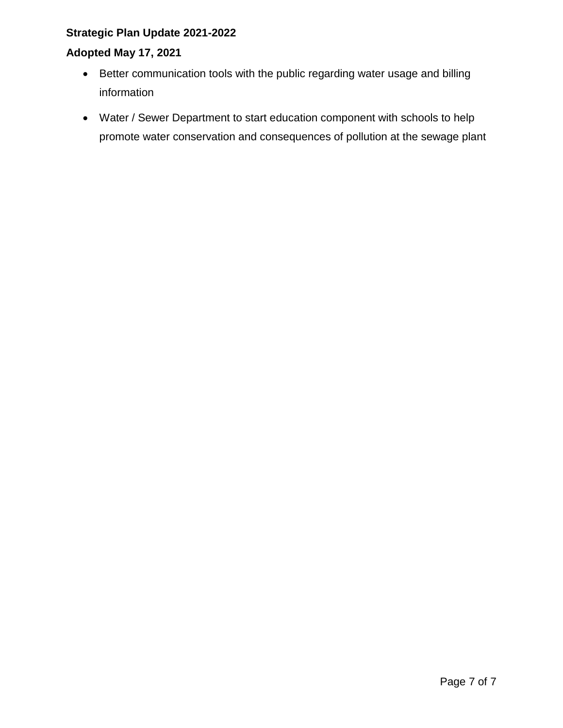- Better communication tools with the public regarding water usage and billing information
- Water / Sewer Department to start education component with schools to help promote water conservation and consequences of pollution at the sewage plant